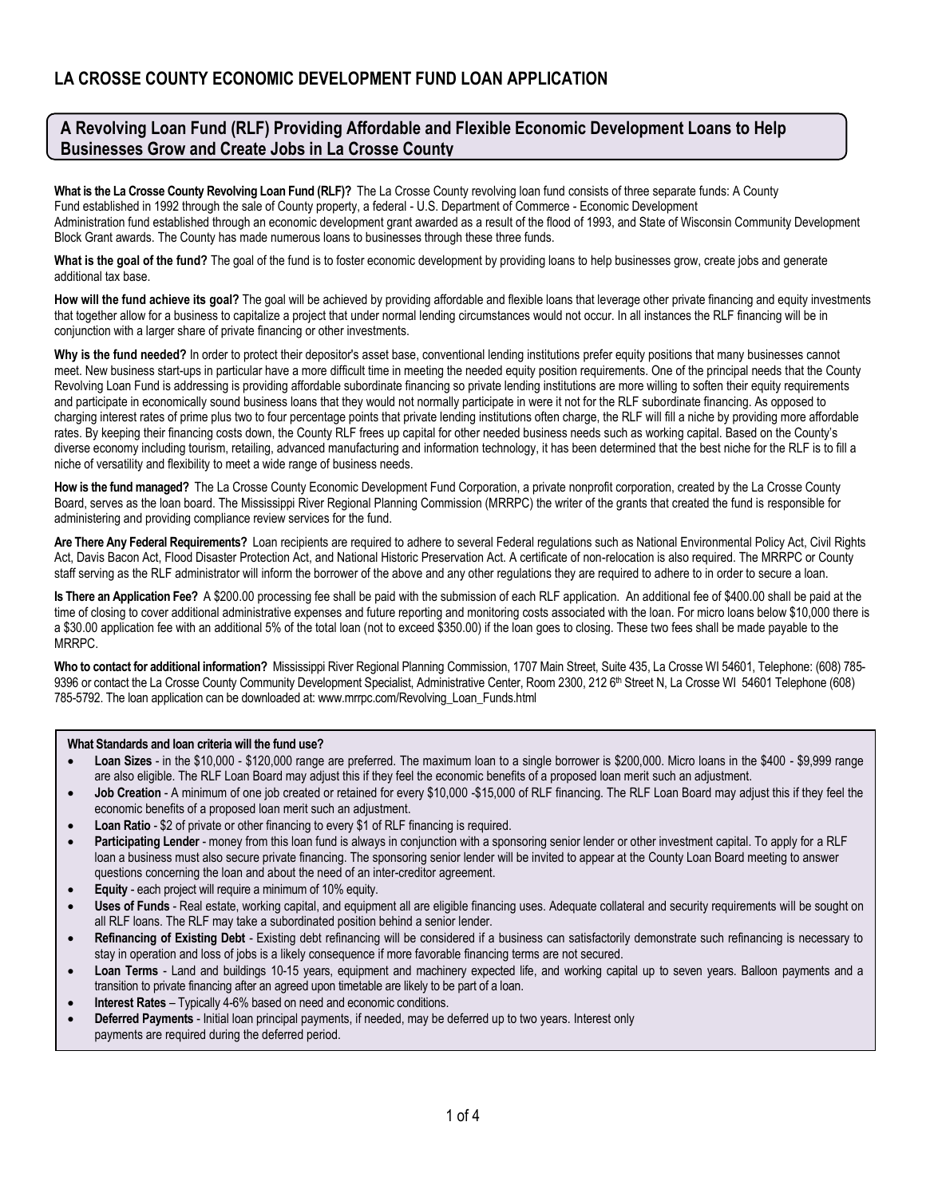# LA CROSSE COUNTY ECONOMIC DEVELOPMENT FUND LOAN APPLICATION

## A Revolving Loan Fund (RLF) Providing Affordable and Flexible Economic Development Loans to Help Businesses Grow and Create Jobs in La Crosse County

**What is the La Crosse County Revolving Loan Fund (RLF)?** The La Crosse County revolving loan fund consists of three separate funds: A County Fund established in 1992 through the sale of County property, a federal - U.S. Department of Commerce - Economic Development Administration fund established through an economic development grant awarded as a result of the flood of 1993, and State of Wisconsin Community Development Block Grant awards. The County has made numerous loans to businesses through these three funds.

**What is the goal of the fund?** The goal of the fund is to foster economic development by providing loans to help businesses grow, create jobs and generate additional tax base.

**How will the fund achieve its goal?** The goal will be achieved by providing affordable and flexible loans that leverage other private financing and equity investments that together allow for a business to capitalize a project that under normal lending circumstances would not occur. In all instances the RLF financing will be in conjunction with a larger share of private financing or other investments.

**Why is the fund needed?** In order to protect their depositor's asset base, conventional lending institutions prefer equity positions that many businesses cannot meet. New business start-ups in particular have a more difficult time in meeting the needed equity position requirements. One of the principal needs that the County Revolving Loan Fund is addressing is providing affordable subordinate financing so private lending institutions are more willing to soften their equity requirements and participate in economically sound business loans that they would not normally participate in were it not for the RLF subordinate financing. As opposed to charging interest rates of prime plus two to four percentage points that private lending institutions often charge, the RLF will fill a niche by providing more affordable rates. By keeping their financing costs down, the County RLF frees up capital for other needed business needs such as working capital. Based on the County's diverse economy including tourism, retailing, advanced manufacturing and information technology, it has been determined that the best niche for the RLF is to fill a niche of versatility and flexibility to meet a wide range of business needs.

**How is the fund managed?** The La Crosse County Economic Development Fund Corporation, a private nonprofit corporation, created by the La Crosse County Board, serves as the loan board. The Mississippi River Regional Planning Commission (MRRPC) the writer of the grants that created the fund is responsible for administering and providing compliance review services for the fund.

**Are There Any Federal Requirements?** Loan recipients are required to adhere to several Federal regulations such as National Environmental Policy Act, Civil Rights Act, Davis Bacon Act, Flood Disaster Protection Act, and National Historic Preservation Act. A certificate of non-relocation is also required. The MRRPC or County staff serving as the RLF administrator will inform the borrower of the above and any other regulations they are required to adhere to in order to secure a loan.

**Is There an Application Fee?** A $200.00 processing fee shall be paid with the submission of each RLF application. An additional fee of $400.00 shall be paid at the time of closing to cover additional administrative expenses and future reporting and monitoring costs associated with the loan. For micro loans below $10,000 there is a $30.00 application fee with an additional 5% of the total loan (not to exceed $350.00) if the loan goes to closing. These two fees shall be made payable to the MRRPC.

**Who to contact for additional information?** Mississippi River Regional Planning Commission, 1707 Main Street, Suite 435, La Crosse WI 54601, Telephone: (608) 785-9396 or contact the La Crosse County Community Development Specialist, Administrative Center, Room 2300, 212 6th Street N, La Crosse WI 54601 Telephone (608) 785-5792. The loan application can be downloaded at: www.mrrpc.com/Revolving_Loan_Funds.html

**What Standards and loan criteria will the fund use?**

- **Loan Sizes** - in the $10,000 - $120,000 range are preferred. The maximum loan to a single borrower is $200,000. Micro loans in the $400 - $9,999 range are also eligible. The RLF Loan Board may adjust this if they feel the economic benefits of a proposed loan merit such an adjustment.
- **Job Creation** - A minimum of one job created or retained for every $10,000 -$15,000 of RLF financing. The RLF Loan Board may adjust this if they feel the economic benefits of a proposed loan merit such an adjustment.
- **Loan Ratio** - $2 of private or other financing to every $1 of RLF financing is required.
- **Participating Lender** - money from this loan fund is always in conjunction with a sponsoring senior lender or other investment capital. To apply for a RLF loan a business must also secure private financing. The sponsoring senior lender will be invited to appear at the County Loan Board meeting to answer questions concerning the loan and about the need of an inter-creditor agreement.
- **Equity** - each project will require a minimum of 10% equity.
- **Uses of Funds** - Real estate, working capital, and equipment all are eligible financing uses. Adequate collateral and security requirements will be sought on all RLF loans. The RLF may take a subordinated position behind a senior lender.
- **Refinancing of Existing Debt** - Existing debt refinancing will be considered if a business can satisfactorily demonstrate such refinancing is necessary to stay in operation and loss of jobs is a likely consequence if more favorable financing terms are not secured.
- **Loan Terms** - Land and buildings 10-15 years, equipment and machinery expected life, and working capital up to seven years. Balloon payments and a transition to private financing after an agreed upon timetable are likely to be part of a loan.
- **Interest Rates** – Typically 4-6% based on need and economic conditions.
- **Deferred Payments** - Initial loan principal payments, if needed, may be deferred up to two years. Interest only payments are required during the deferred period.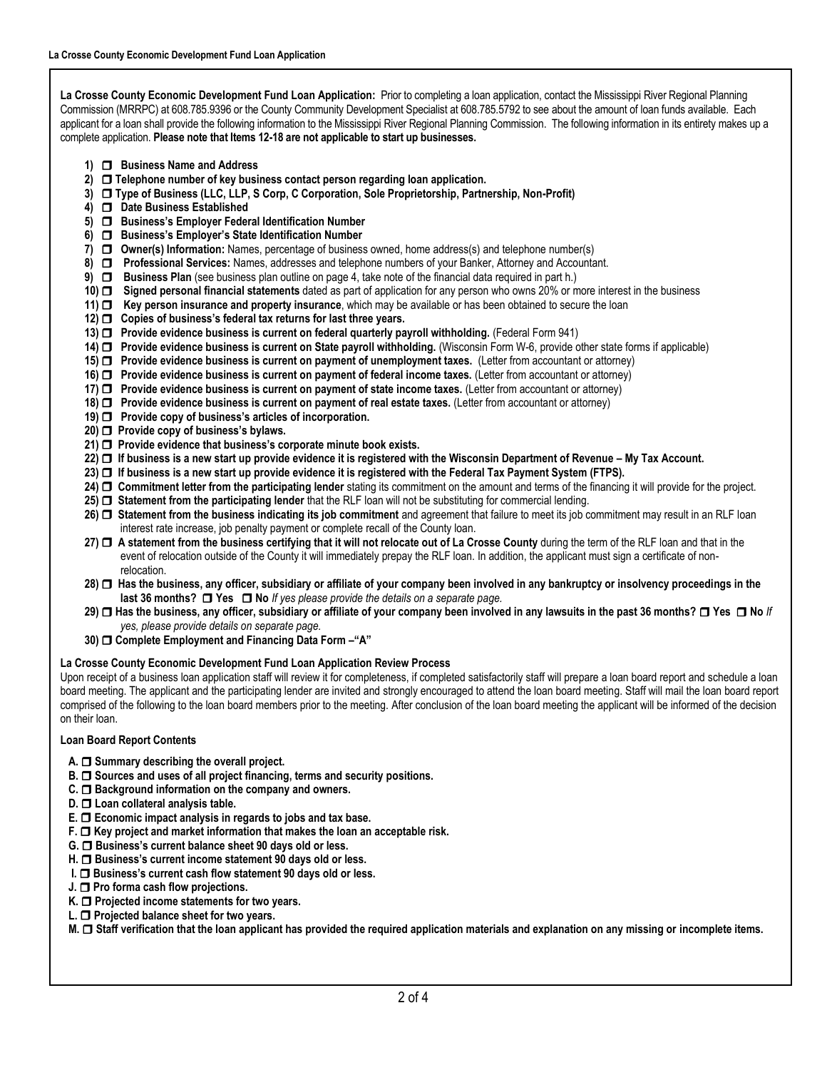**La Crosse County Economic Development Fund Loan Application:** Prior to completing a loan application, contact the Mississippi River Regional Planning Commission (MRRPC) at 608.785.9396 or the County Community Development Specialist at 608.785.5792 to see about the amount of loan funds available. Each applicant for a loan shall provide the following information to the Mississippi River Regional Planning Commission. The following information in its entirety makes up a complete application. **Please note that Items 12-18 are not applicable to start up businesses.**

1) ☐ **Business Name and Address**
2) ☐ **Telephone number of key business contact person regarding loan application.**
3) ☐ **Type of Business (LLC, LLP, S Corp, C Corporation, Sole Proprietorship, Partnership, Non-Profit)**
4) ☐ **Date Business Established**
5) ☐ **Business's Employer Federal Identification Number**
6) ☐ **Business's Employer's State Identification Number**
7) ☐ **Owner(s) Information:** Names, percentage of business owned, home address(s) and telephone number(s)
8) ☐ **Professional Services:** Names, addresses and telephone numbers of your Banker, Attorney and Accountant.
9) ☐ **Business Plan** (see business plan outline on page 4, take note of the financial data required in part h.)
10) ☐ **Signed personal financial statements** dated as part of application for any person who owns 20% or more interest in the business
11) ☐ **Key person insurance and property insurance**, which may be available or has been obtained to secure the loan
12) ☐ **Copies of business's federal tax returns for last three years.**
13) ☐ **Provide evidence business is current on federal quarterly payroll withholding.** (Federal Form 941)
14) ☐ **Provide evidence business is current on State payroll withholding.** (Wisconsin Form W-6, provide other state forms if applicable)
15) ☐ **Provide evidence business is current on payment of unemployment taxes.** (Letter from accountant or attorney)
16) ☐ **Provide evidence business is current on payment of federal income taxes.** (Letter from accountant or attorney)
17) ☐ **Provide evidence business is current on payment of state income taxes.** (Letter from accountant or attorney)
18) ☐ **Provide evidence business is current on payment of real estate taxes.** (Letter from accountant or attorney)
19) ☐ **Provide copy of business's articles of incorporation.**
20) ☐ **Provide copy of business's bylaws.**
21) ☐ **Provide evidence that business's corporate minute book exists.**
22) ☐ **If business is a new start up provide evidence it is registered with the Wisconsin Department of Revenue – My Tax Account.**
23) ☐ **If business is a new start up provide evidence it is registered with the Federal Tax Payment System (FTPS).**
24) ☐ **Commitment letter from the participating lender** stating its commitment on the amount and terms of the financing it will provide for the project.
25) ☐ **Statement from the participating lender** that the RLF loan will not be substituting for commercial lending.
26) ☐ **Statement from the business indicating its job commitment** and agreement that failure to meet its job commitment may result in an RLF loan interest rate increase, job penalty payment or complete recall of the County loan.
27) ☐ **A statement from the business certifying that it will not relocate out of La Crosse County** during the term of the RLF loan and that in the event of relocation outside of the County it will immediately prepay the RLF loan. In addition, the applicant must sign a certificate of non-relocation.
28) ☐ **Has the business, any officer, subsidiary or affiliate of your company been involved in any bankruptcy or insolvency proceedings in the last 36 months?** ☐ **Yes** ☐ **No** *If yes please provide the details on a separate page.*
29) ☐ **Has the business, any officer, subsidiary or affiliate of your company been involved in any lawsuits in the past 36 months?** ☐ **Yes** ☐ **No** *If yes, please provide details on separate page.*
30) ☐ **Complete Employment and Financing Data Form –"A"**

**La Crosse County Economic Development Fund Loan Application Review Process**

Upon receipt of a business loan application staff will review it for completeness, if completed satisfactorily staff will prepare a loan board report and schedule a loan board meeting. The applicant and the participating lender are invited and strongly encouraged to attend the loan board meeting. Staff will mail the loan board report comprised of the following to the loan board members prior to the meeting. After conclusion of the loan board meeting the applicant will be informed of the decision on their loan.

**Loan Board Report Contents**

A. ☐ **Summary describing the overall project.**
B. ☐ **Sources and uses of all project financing, terms and security positions.**
C. ☐ **Background information on the company and owners.**
D. ☐ **Loan collateral analysis table.**
E. ☐ **Economic impact analysis in regards to jobs and tax base.**
F. ☐ **Key project and market information that makes the loan an acceptable risk.**
G. ☐ **Business's current balance sheet 90 days old or less.**
H. ☐ **Business's current income statement 90 days old or less.**
I. ☐ **Business's current cash flow statement 90 days old or less.**
J. ☐ **Pro forma cash flow projections.**
K. ☐ **Projected income statements for two years.**
L. ☐ **Projected balance sheet for two years.**
M. ☐ **Staff verification that the loan applicant has provided the required application materials and explanation on any missing or incomplete items.**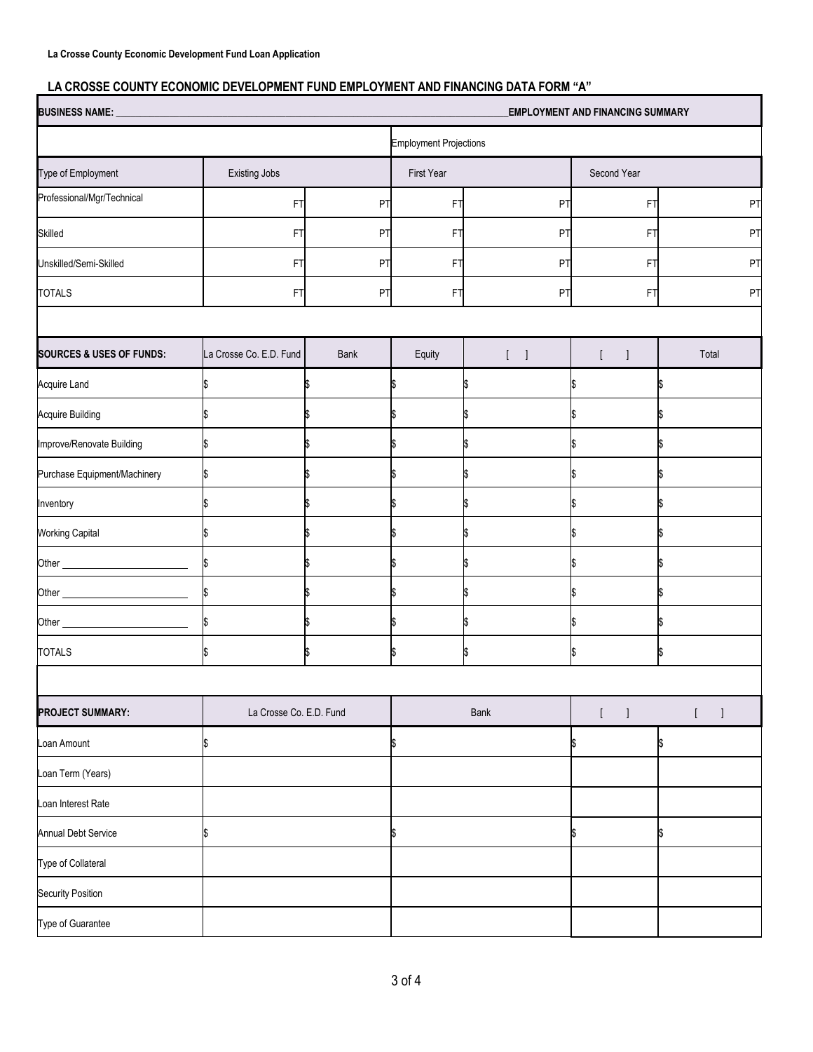La Crosse County Economic Development Fund Loan Application

## LA CROSSE COUNTY ECONOMIC DEVELOPMENT FUND EMPLOYMENT AND FINANCING DATA FORM "A"

| **BUSINESS NAME:** ______________________________ | | | **EMPLOYMENT AND FINANCING SUMMARY** | | | |
|---|---|---|---|---|---|---|
| | | | Employment Projections | | | |
| Type of Employment | Existing Jobs | | First Year | | Second Year | |
| Professional/Mgr/Technical | FT | PT | FT | PT | FT | PT |
| Skilled | FT | PT | FT | PT | FT | PT |
| Unskilled/Semi-Skilled | FT | PT | FT | PT | FT | PT |
| TOTALS | FT | PT | FT | PT | FT | PT |

| **SOURCES & USES OF FUNDS:** | La Crosse Co. E.D. Fund | Bank | Equity | [ ] | [ ] | Total |
|---|---|---|---|---|---|---|
| Acquire Land | $ | $ | $ | $ | $ | $ |
| Acquire Building | $ | $ | $ | $ | $ | $ |
| Improve/Renovate Building | $ | $ | $ | $ | $ | $ |
| Purchase Equipment/Machinery | $ | $ | $ | $ | $ | $ |
| Inventory | $ | $ | $ | $ | $ | $ |
| Working Capital | $ | $ | $ | $ | $ | $ |
| Other ________________ | $ | $ | $ | $ | $ | $ |
| Other ________________ | $ | $ | $ | $ | $ | $ |
| Other ________________ | $ | $ | $ | $ | $ | $ |
| TOTALS | $ | $ | $ | $ | $ | $ |

| **PROJECT SUMMARY:** | La Crosse Co. E.D. Fund | Bank | [ ] | [ ] |
|---|---|---|---|---|
| Loan Amount | $ | $ | $ | $ |
| Loan Term (Years) | | | | |
| Loan Interest Rate | | | | |
| Annual Debt Service | $ | $ | $ | $ |
| Type of Collateral | | | | |
| Security Position | | | | |
| Type of Guarantee | | | | |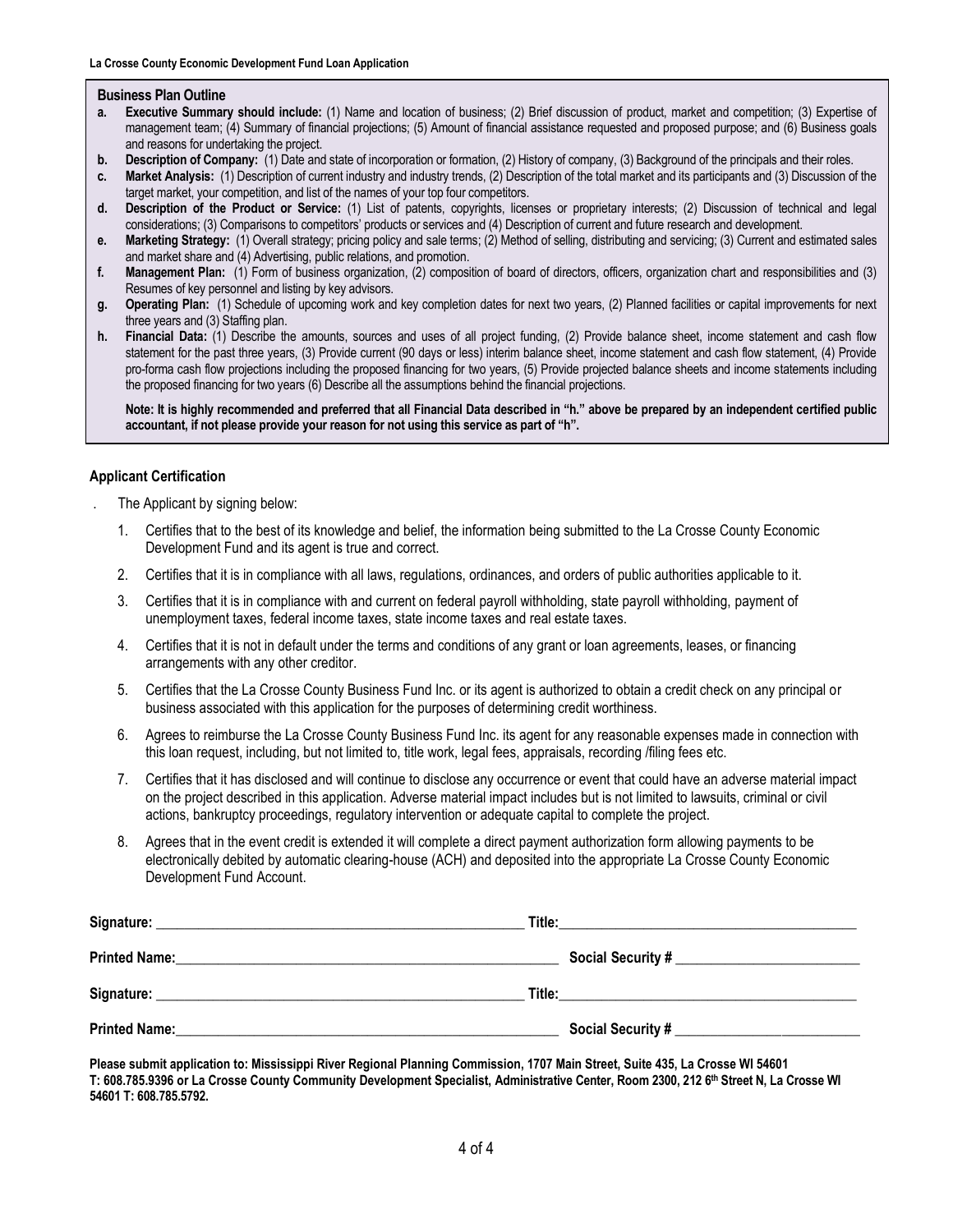**Business Plan Outline**

- **a. Executive Summary should include:** (1) Name and location of business; (2) Brief discussion of product, market and competition; (3) Expertise of management team; (4) Summary of financial projections; (5) Amount of financial assistance requested and proposed purpose; and (6) Business goals and reasons for undertaking the project.
- **b. Description of Company:** (1) Date and state of incorporation or formation, (2) History of company, (3) Background of the principals and their roles.
- **c. Market Analysis:** (1) Description of current industry and industry trends, (2) Description of the total market and its participants and (3) Discussion of the target market, your competition, and list of the names of your top four competitors.
- **d. Description of the Product or Service:** (1) List of patents, copyrights, licenses or proprietary interests; (2) Discussion of technical and legal considerations; (3) Comparisons to competitors' products or services and (4) Description of current and future research and development.
- **e. Marketing Strategy:** (1) Overall strategy; pricing policy and sale terms; (2) Method of selling, distributing and servicing; (3) Current and estimated sales and market share and (4) Advertising, public relations, and promotion.
- **f. Management Plan:** (1) Form of business organization, (2) composition of board of directors, officers, organization chart and responsibilities and (3) Resumes of key personnel and listing by key advisors.
- **g. Operating Plan:** (1) Schedule of upcoming work and key completion dates for next two years, (2) Planned facilities or capital improvements for next three years and (3) Staffing plan.
- **h. Financial Data:** (1) Describe the amounts, sources and uses of all project funding, (2) Provide balance sheet, income statement and cash flow statement for the past three years, (3) Provide current (90 days or less) interim balance sheet, income statement and cash flow statement, (4) Provide pro-forma cash flow projections including the proposed financing for two years, (5) Provide projected balance sheets and income statements including the proposed financing for two years (6) Describe all the assumptions behind the financial projections.

**Note: It is highly recommended and preferred that all Financial Data described in "h." above be prepared by an independent certified public accountant, if not please provide your reason for not using this service as part of "h".**

## Applicant Certification

The Applicant by signing below:

1. Certifies that to the best of its knowledge and belief, the information being submitted to the La Crosse County Economic Development Fund and its agent is true and correct.
2. Certifies that it is in compliance with all laws, regulations, ordinances, and orders of public authorities applicable to it.
3. Certifies that it is in compliance with and current on federal payroll withholding, state payroll withholding, payment of unemployment taxes, federal income taxes, state income taxes and real estate taxes.
4. Certifies that it is not in default under the terms and conditions of any grant or loan agreements, leases, or financing arrangements with any other creditor.
5. Certifies that the La Crosse County Business Fund Inc. or its agent is authorized to obtain a credit check on any principal or business associated with this application for the purposes of determining credit worthiness.
6. Agrees to reimburse the La Crosse County Business Fund Inc. its agent for any reasonable expenses made in connection with this loan request, including, but not limited to, title work, legal fees, appraisals, recording /filing fees etc.
7. Certifies that it has disclosed and will continue to disclose any occurrence or event that could have an adverse material impact on the project described in this application. Adverse material impact includes but is not limited to lawsuits, criminal or civil actions, bankruptcy proceedings, regulatory intervention or adequate capital to complete the project.
8. Agrees that in the event credit is extended it will complete a direct payment authorization form allowing payments to be electronically debited by automatic clearing-house (ACH) and deposited into the appropriate La Crosse County Economic Development Fund Account.

**Signature:** ______________________________ **Title:** ______________________________

**Printed Name:** ______________________________ **Social Security #** ______________________________

**Signature:** ______________________________ **Title:** ______________________________

**Printed Name:** ______________________________ **Social Security #** ______________________________

**Please submit application to: Mississippi River Regional Planning Commission, 1707 Main Street, Suite 435, La Crosse WI 54601 T: 608.785.9396 or La Crosse County Community Development Specialist, Administrative Center, Room 2300, 212 6th Street N, La Crosse WI 54601 T: 608.785.5792.**